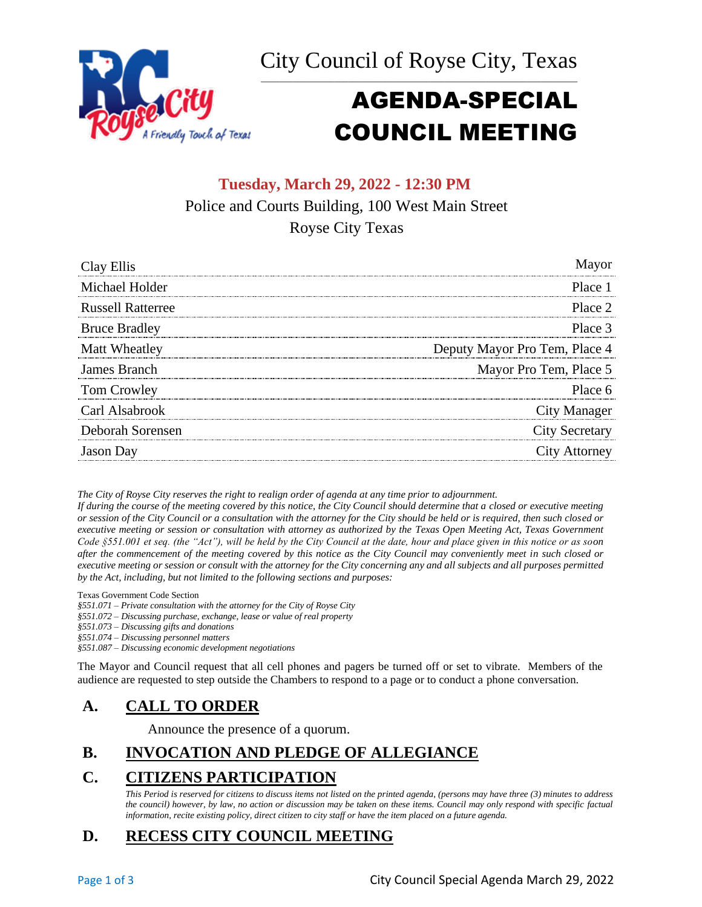# City Council of Royse City, Texas

# AGENDA-SPECIAL COUNCIL MEETING

**Tuesday, March 29, 2022 - 12:30 PM**

Police and Courts Building, 100 West Main Street

Royse City Texas

| | |
|---|---|
| Clay Ellis | Mayor |
| Michael Holder | Place 1 |
| Russell Ratterree | Place 2 |
| Bruce Bradley | Place 3 |
| Matt Wheatley | Deputy Mayor Pro Tem, Place 4 |
| James Branch | Mayor Pro Tem, Place 5 |
| Tom Crowley | Place 6 |
| Carl Alsabrook | City Manager |
| Deborah Sorensen | City Secretary |
| Jason Day | City Attorney |

*The City of Royse City reserves the right to realign order of agenda at any time prior to adjournment.*
*If during the course of the meeting covered by this notice, the City Council should determine that a closed or executive meeting or session of the City Council or a consultation with the attorney for the City should be held or is required, then such closed or executive meeting or session or consultation with attorney as authorized by the Texas Open Meeting Act, Texas Government Code §551.001 et seq. (the "Act"), will be held by the City Council at the date, hour and place given in this notice or as soon after the commencement of the meeting covered by this notice as the City Council may conveniently meet in such closed or executive meeting or session or consult with the attorney for the City concerning any and all subjects and all purposes permitted by the Act, including, but not limited to the following sections and purposes:*

Texas Government Code Section
*§551.071 – Private consultation with the attorney for the City of Royse City*
*§551.072 – Discussing purchase, exchange, lease or value of real property*
*§551.073 – Discussing gifts and donations*
*§551.074 – Discussing personnel matters*
*§551.087 – Discussing economic development negotiations*

The Mayor and Council request that all cell phones and pagers be turned off or set to vibrate. Members of the audience are requested to step outside the Chambers to respond to a page or to conduct a phone conversation.

## A. CALL TO ORDER

Announce the presence of a quorum.

## B. INVOCATION AND PLEDGE OF ALLEGIANCE

## C. CITIZENS PARTICIPATION

*This Period is reserved for citizens to discuss items not listed on the printed agenda, (persons may have three (3) minutes to address the council) however, by law, no action or discussion may be taken on these items. Council may only respond with specific factual information, recite existing policy, direct citizen to city staff or have the item placed on a future agenda.*

## D. RECESS CITY COUNCIL MEETING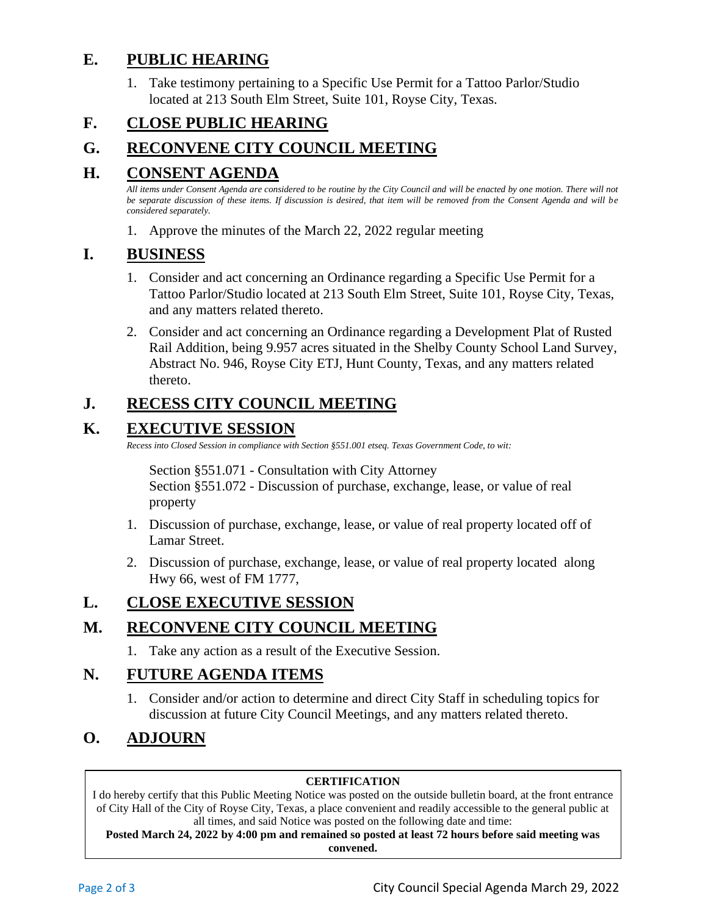## E. PUBLIC HEARING

1. Take testimony pertaining to a Specific Use Permit for a Tattoo Parlor/Studio located at 213 South Elm Street, Suite 101, Royse City, Texas.

## F. CLOSE PUBLIC HEARING

## G. RECONVENE CITY COUNCIL MEETING

## H. CONSENT AGENDA

*All items under Consent Agenda are considered to be routine by the City Council and will be enacted by one motion. There will not be separate discussion of these items. If discussion is desired, that item will be removed from the Consent Agenda and will be considered separately.*

1. Approve the minutes of the March 22, 2022 regular meeting

## I. BUSINESS

1. Consider and act concerning an Ordinance regarding a Specific Use Permit for a Tattoo Parlor/Studio located at 213 South Elm Street, Suite 101, Royse City, Texas, and any matters related thereto.
2. Consider and act concerning an Ordinance regarding a Development Plat of Rusted Rail Addition, being 9.957 acres situated in the Shelby County School Land Survey, Abstract No. 946, Royse City ETJ, Hunt County, Texas, and any matters related thereto.

## J. RECESS CITY COUNCIL MEETING

## K. EXECUTIVE SESSION

*Recess into Closed Session in compliance with Section §551.001 etseq. Texas Government Code, to wit:*

Section §551.071 - Consultation with City Attorney
Section §551.072 - Discussion of purchase, exchange, lease, or value of real property

1. Discussion of purchase, exchange, lease, or value of real property located off of Lamar Street.
2. Discussion of purchase, exchange, lease, or value of real property located along Hwy 66, west of FM 1777,

## L. CLOSE EXECUTIVE SESSION

## M. RECONVENE CITY COUNCIL MEETING

1. Take any action as a result of the Executive Session.

## N. FUTURE AGENDA ITEMS

1. Consider and/or action to determine and direct City Staff in scheduling topics for discussion at future City Council Meetings, and any matters related thereto.

## O. ADJOURN

**CERTIFICATION**

I do hereby certify that this Public Meeting Notice was posted on the outside bulletin board, at the front entrance of City Hall of the City of Royse City, Texas, a place convenient and readily accessible to the general public at all times, and said Notice was posted on the following date and time:
**Posted March 24, 2022 by 4:00 pm and remained so posted at least 72 hours before said meeting was convened.**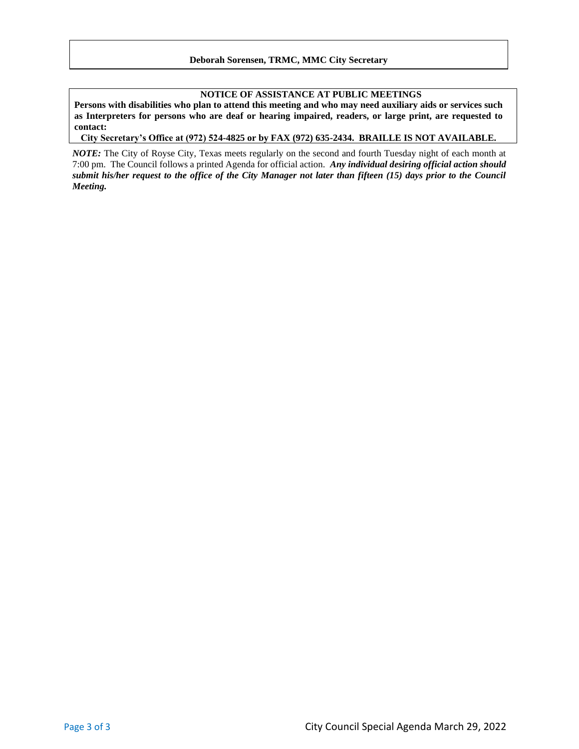**Deborah Sorensen, TRMC, MMC City Secretary**

**NOTICE OF ASSISTANCE AT PUBLIC MEETINGS**

**Persons with disabilities who plan to attend this meeting and who may need auxiliary aids or services such as Interpreters for persons who are deaf or hearing impaired, readers, or large print, are requested to contact:**

**City Secretary's Office at (972) 524-4825 or by FAX (972) 635-2434. BRAILLE IS NOT AVAILABLE.**

***NOTE:*** The City of Royse City, Texas meets regularly on the second and fourth Tuesday night of each month at 7:00 pm. The Council follows a printed Agenda for official action. ***Any individual desiring official action should submit his/her request to the office of the City Manager not later than fifteen (15) days prior to the Council Meeting.***